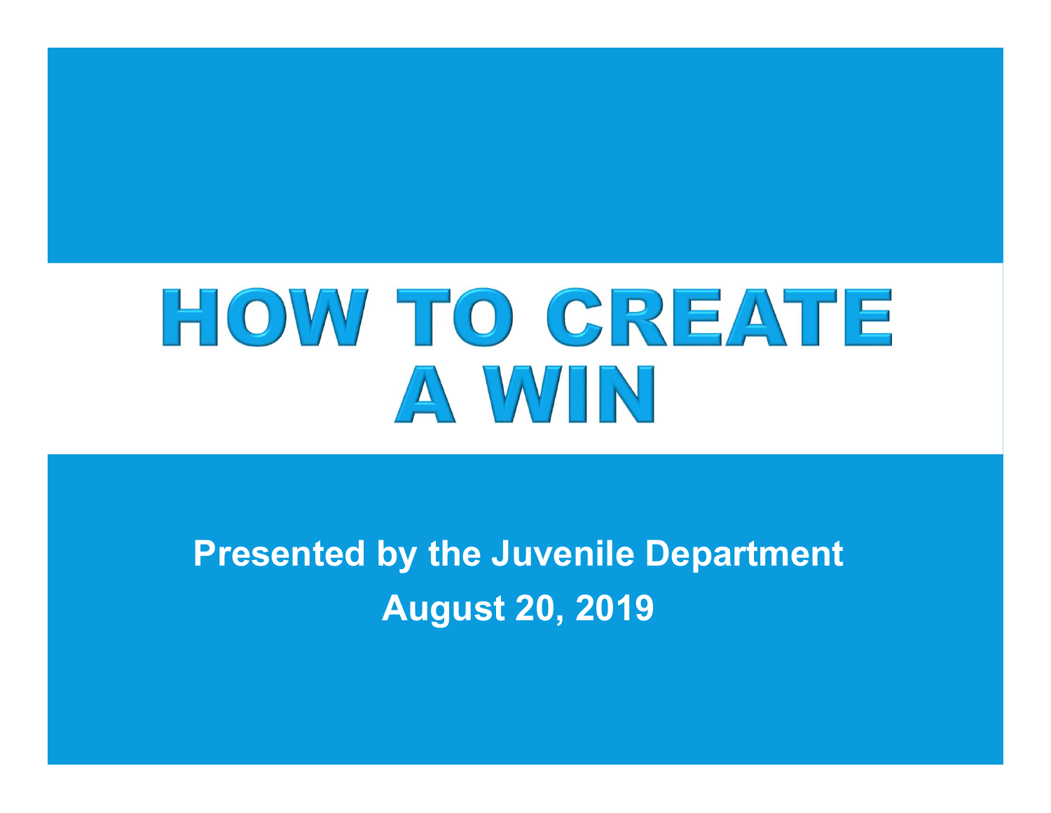# HOW TO CREATE A WIN

**Presented by the Juvenile Department**

**August 20, 2019**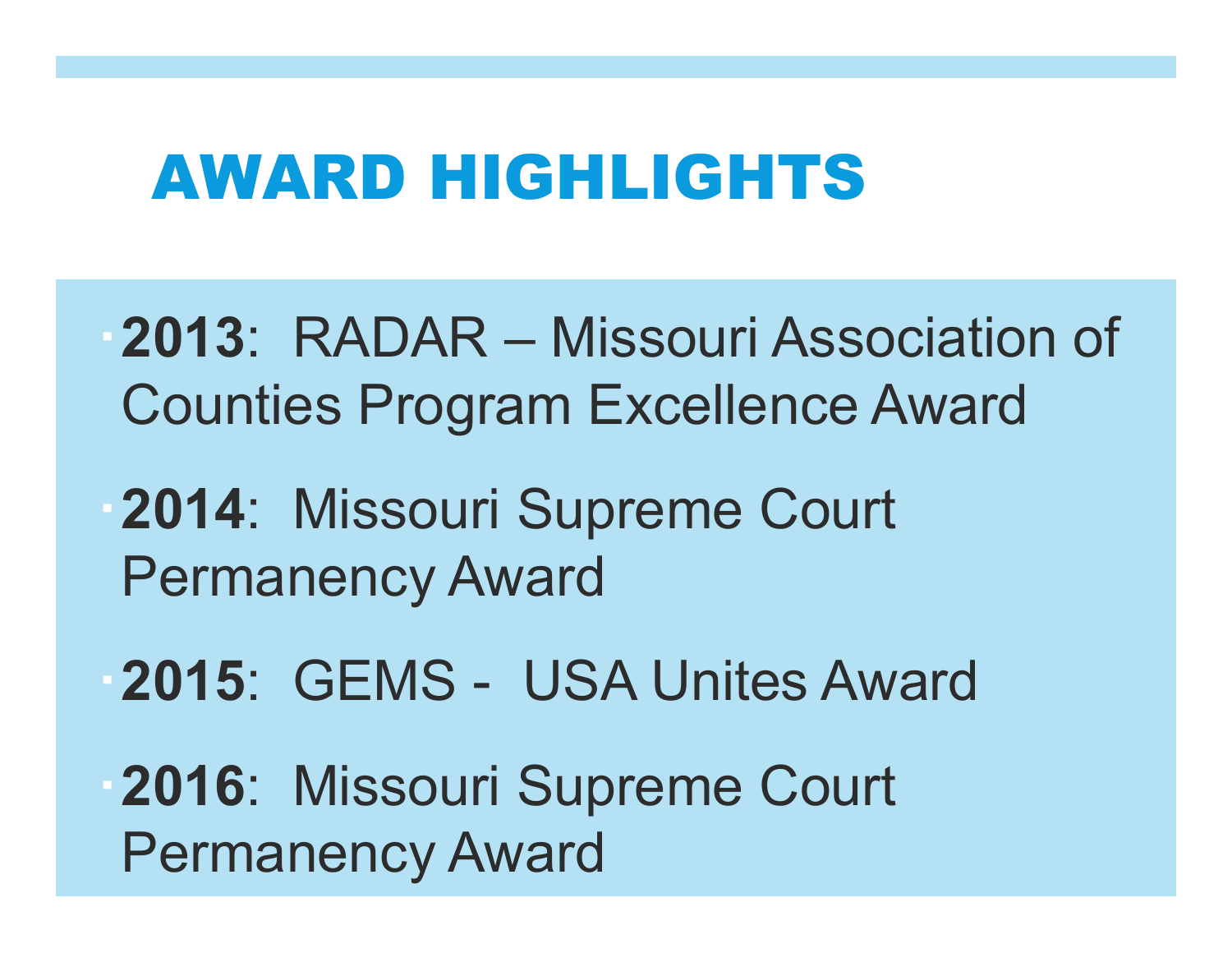# AWARD HIGHLIGHTS

- **2013**: RADAR – Missouri Association of Counties Program Excellence Award
- **2014**: Missouri Supreme Court Permanency Award
- **2015**: GEMS - USA Unites Award
- **2016**: Missouri Supreme Court Permanency Award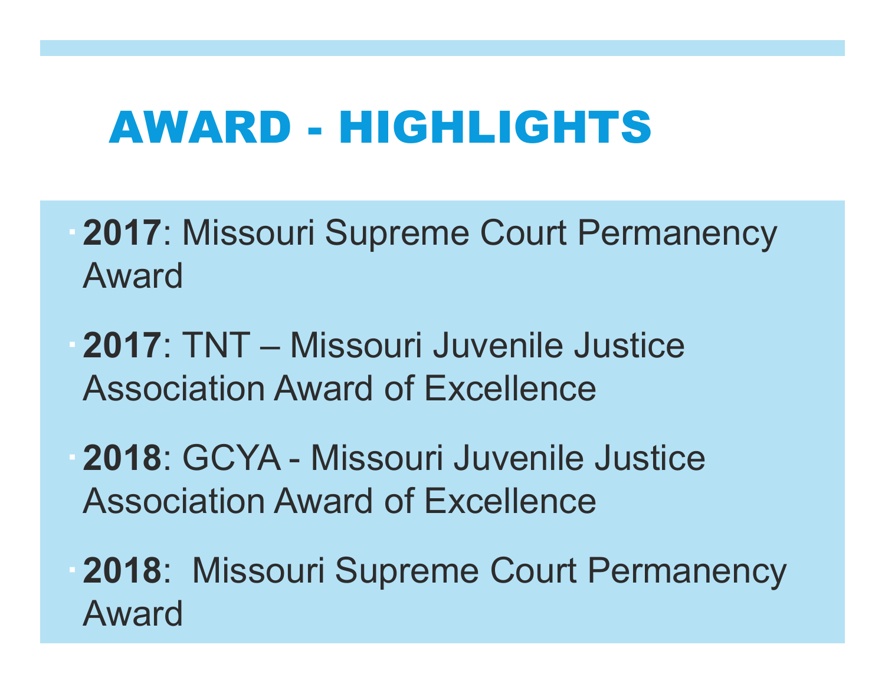# AWARD - HIGHLIGHTS

- **2017**: Missouri Supreme Court Permanency Award
- **2017**: TNT – Missouri Juvenile Justice Association Award of Excellence
- **2018**: GCYA - Missouri Juvenile Justice Association Award of Excellence
- **2018**: Missouri Supreme Court Permanency Award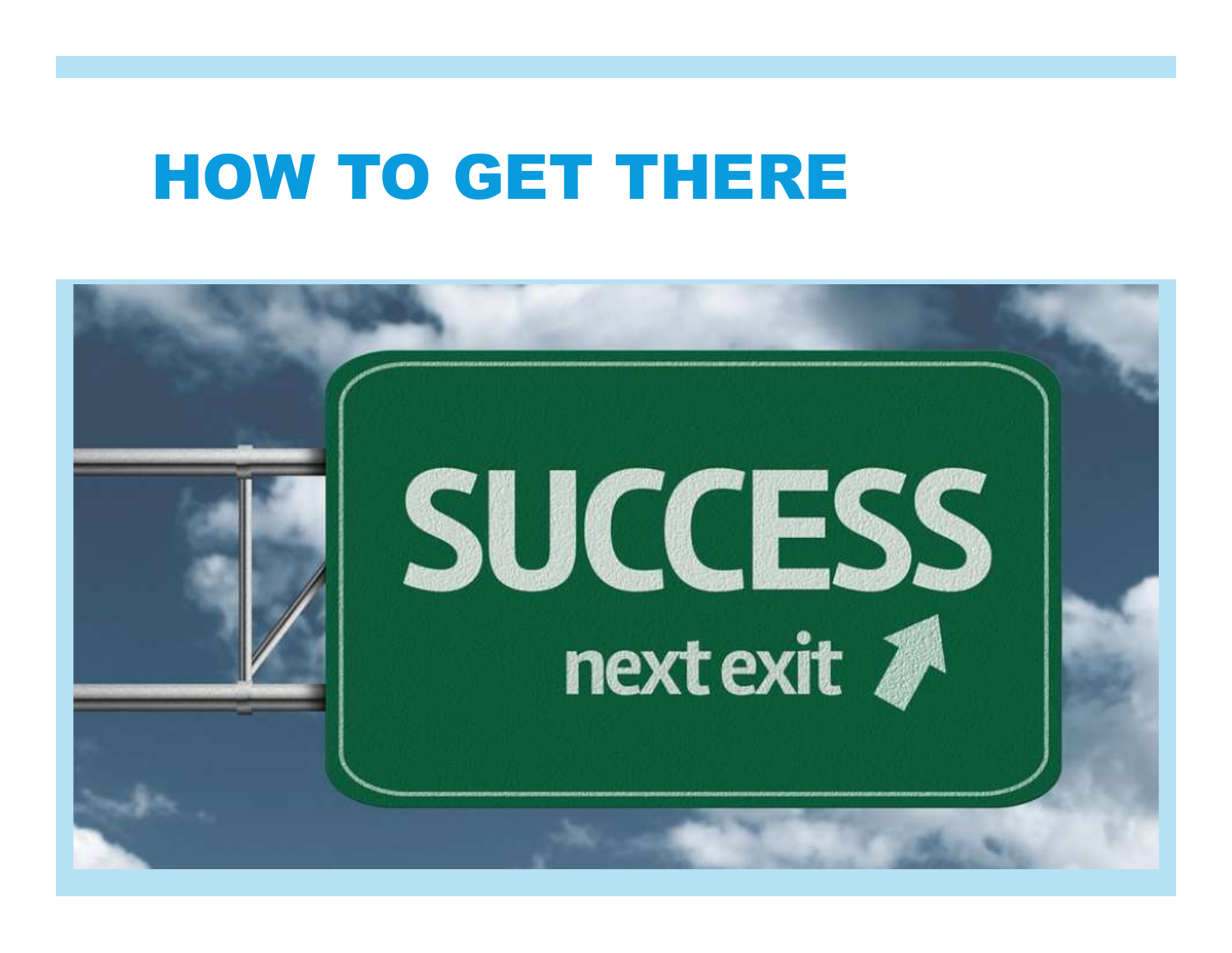# HOW TO GET THERE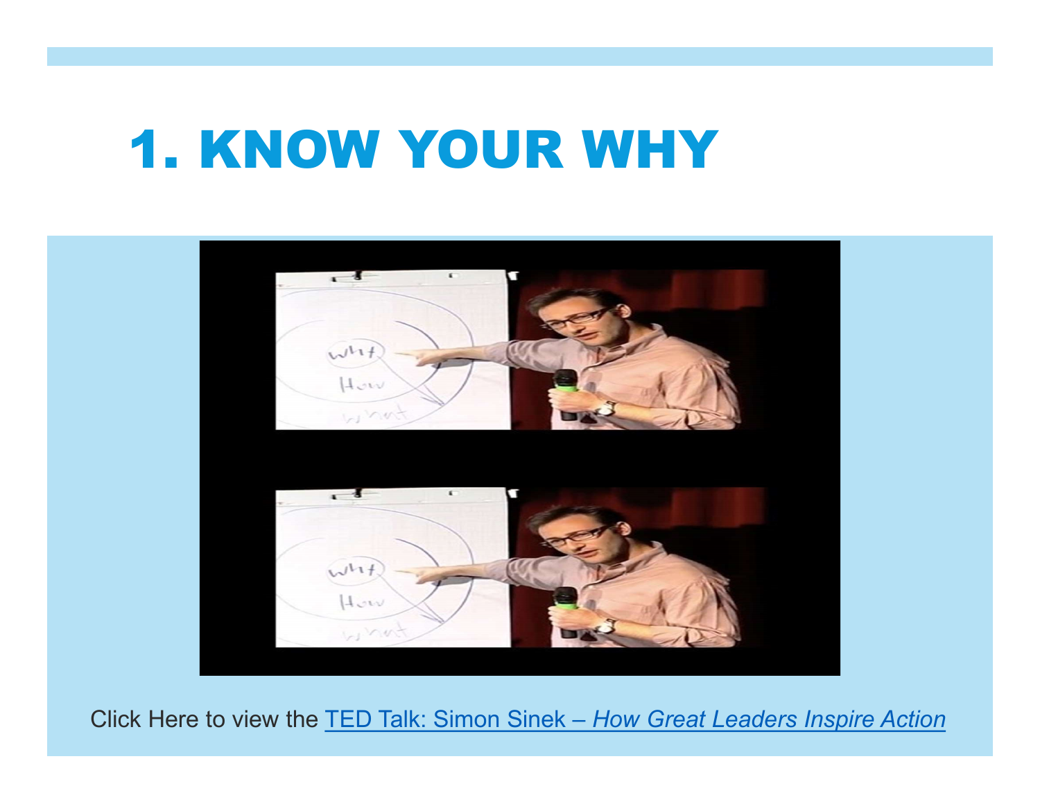# 1. KNOW YOUR WHY

Click Here to view the TED Talk: Simon Sinek – *How Great Leaders Inspire Action*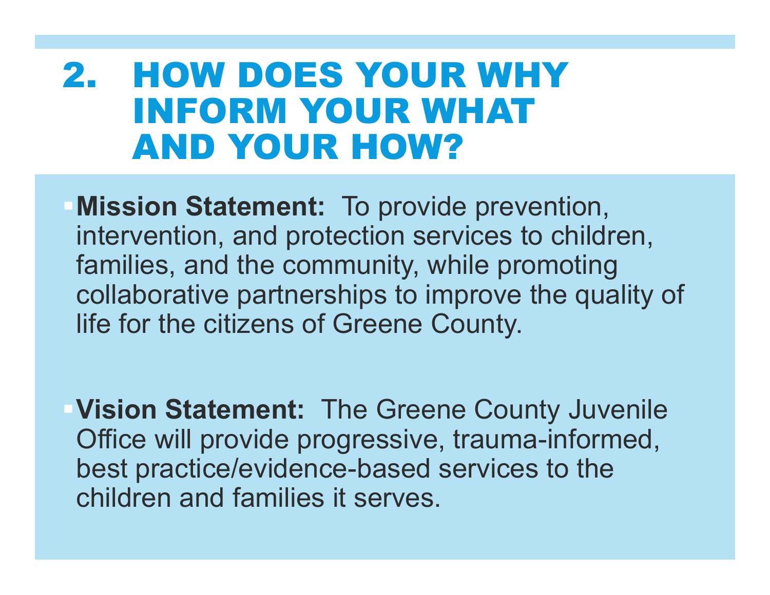# 2. HOW DOES YOUR WHY INFORM YOUR WHAT AND YOUR HOW?

- **Mission Statement:** To provide prevention, intervention, and protection services to children, families, and the community, while promoting collaborative partnerships to improve the quality of life for the citizens of Greene County.

- **Vision Statement:** The Greene County Juvenile Office will provide progressive, trauma-informed, best practice/evidence-based services to the children and families it serves.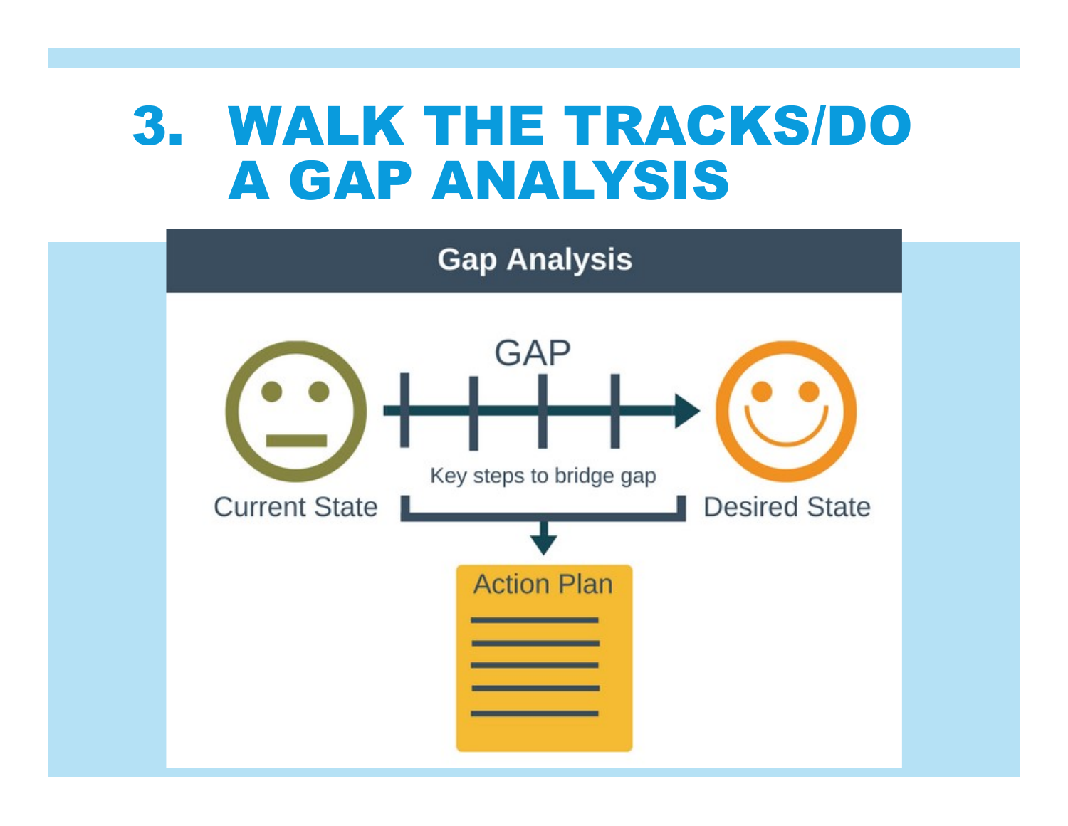# 3. WALK THE TRACKS/DO A GAP ANALYSIS

Gap Analysis

GAP

Current State

Key steps to bridge gap

Desired State

Action Plan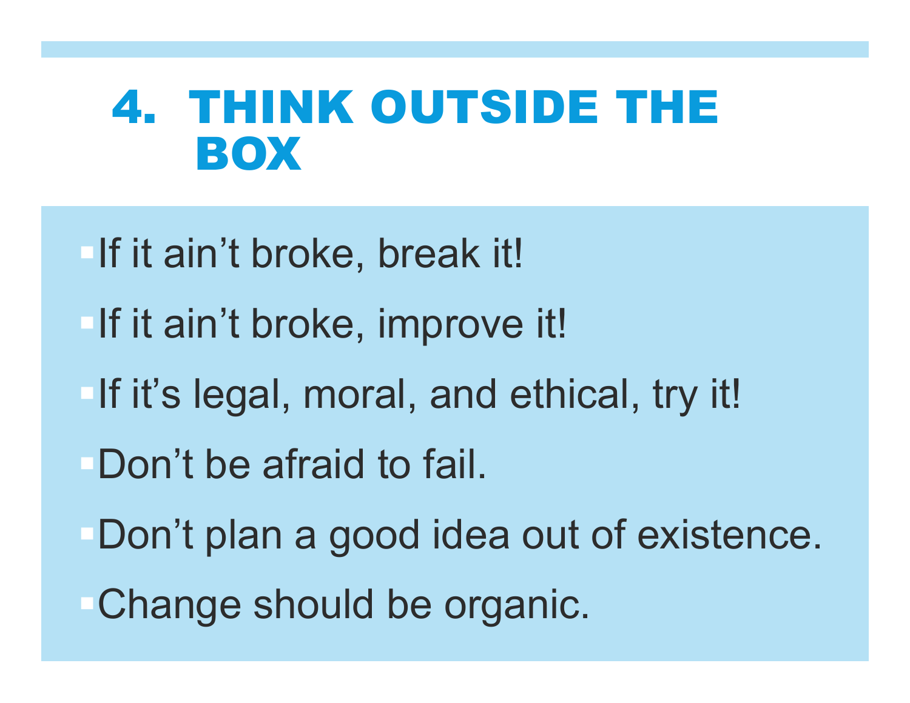# 4. THINK OUTSIDE THE BOX

- If it ain’t broke, break it!
- If it ain’t broke, improve it!
- If it’s legal, moral, and ethical, try it!
- Don’t be afraid to fail.
- Don’t plan a good idea out of existence.
- Change should be organic.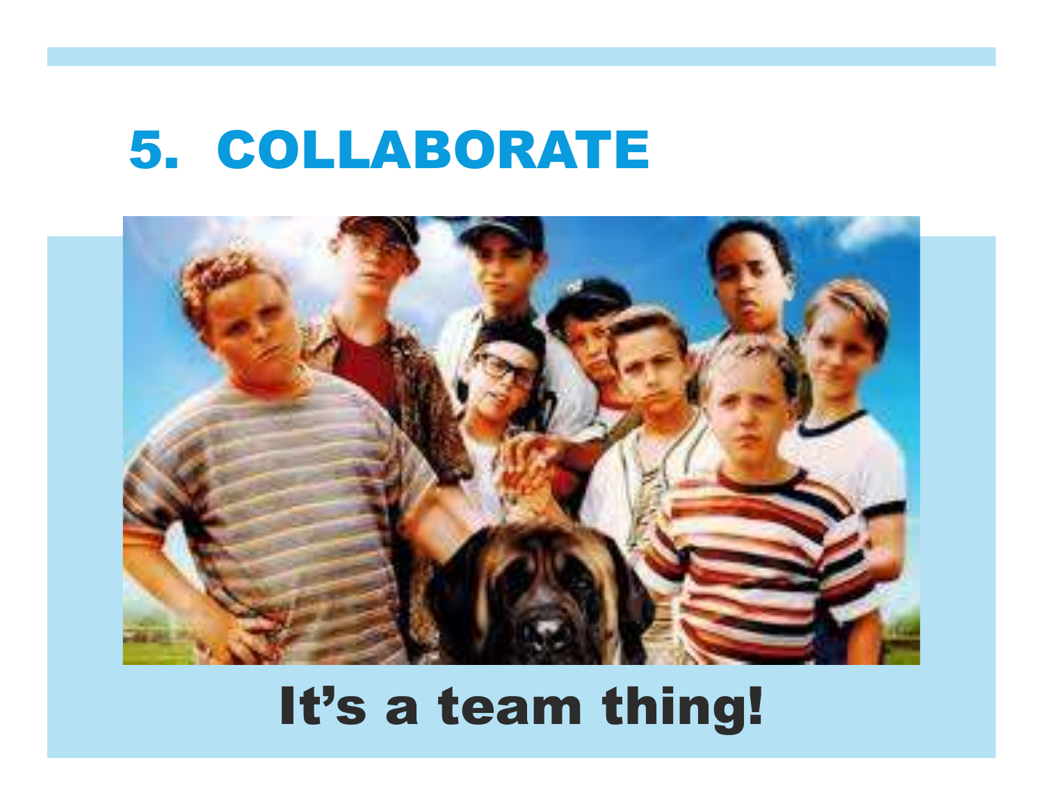# 5. COLLABORATE

**It's a team thing!**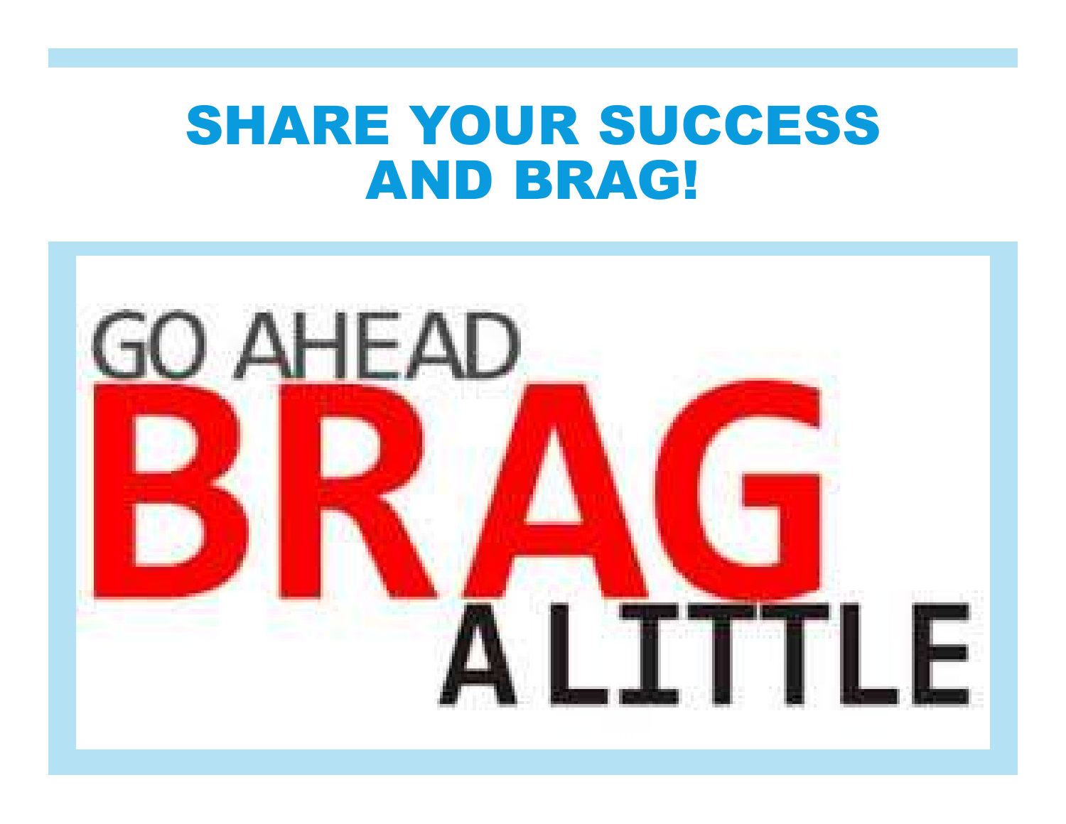# SHARE YOUR SUCCESS AND BRAG!

GO AHEAD

BRAG

A LITTLE